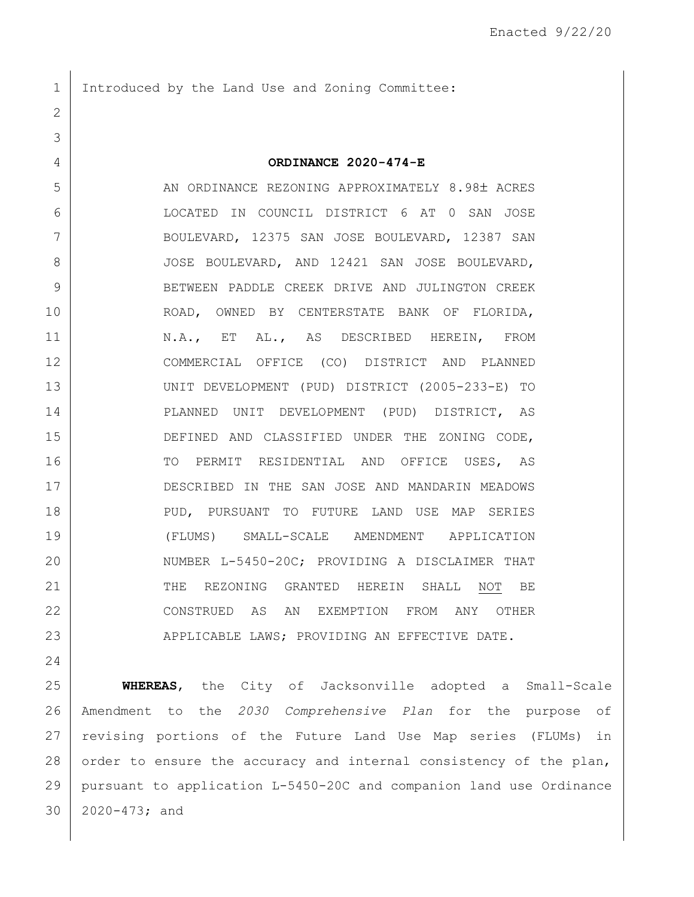Enacted 9/22/20

Introduced by the Land Use and Zoning Committee:

**ORDINANCE 2020-474-E**

AN ORDINANCE REZONING APPROXIMATELY 8.98± ACRES LOCATED IN COUNCIL DISTRICT 6 AT 0 SAN JOSE BOULEVARD, 12375 SAN JOSE BOULEVARD, 12387 SAN JOSE BOULEVARD, AND 12421 SAN JOSE BOULEVARD, BETWEEN PADDLE CREEK DRIVE AND JULINGTON CREEK ROAD, OWNED BY CENTERSTATE BANK OF FLORIDA, N.A., ET AL., AS DESCRIBED HEREIN, FROM COMMERCIAL OFFICE (CO) DISTRICT AND PLANNED UNIT DEVELOPMENT (PUD) DISTRICT (2005-233-E) TO PLANNED UNIT DEVELOPMENT (PUD) DISTRICT, AS DEFINED AND CLASSIFIED UNDER THE ZONING CODE, TO PERMIT RESIDENTIAL AND OFFICE USES, AS DESCRIBED IN THE SAN JOSE AND MANDARIN MEADOWS PUD, PURSUANT TO FUTURE LAND USE MAP SERIES (FLUMS) SMALL-SCALE AMENDMENT APPLICATION NUMBER L-5450-20C; PROVIDING A DISCLAIMER THAT THE REZONING GRANTED HEREIN SHALL <u>NOT</u> BE CONSTRUED AS AN EXEMPTION FROM ANY OTHER APPLICABLE LAWS; PROVIDING AN EFFECTIVE DATE.

**WHEREAS**, the City of Jacksonville adopted a Small-Scale Amendment to the *2030 Comprehensive Plan* for the purpose of revising portions of the Future Land Use Map series (FLUMs) in order to ensure the accuracy and internal consistency of the plan, pursuant to application L-5450-20C and companion land use Ordinance 2020-473; and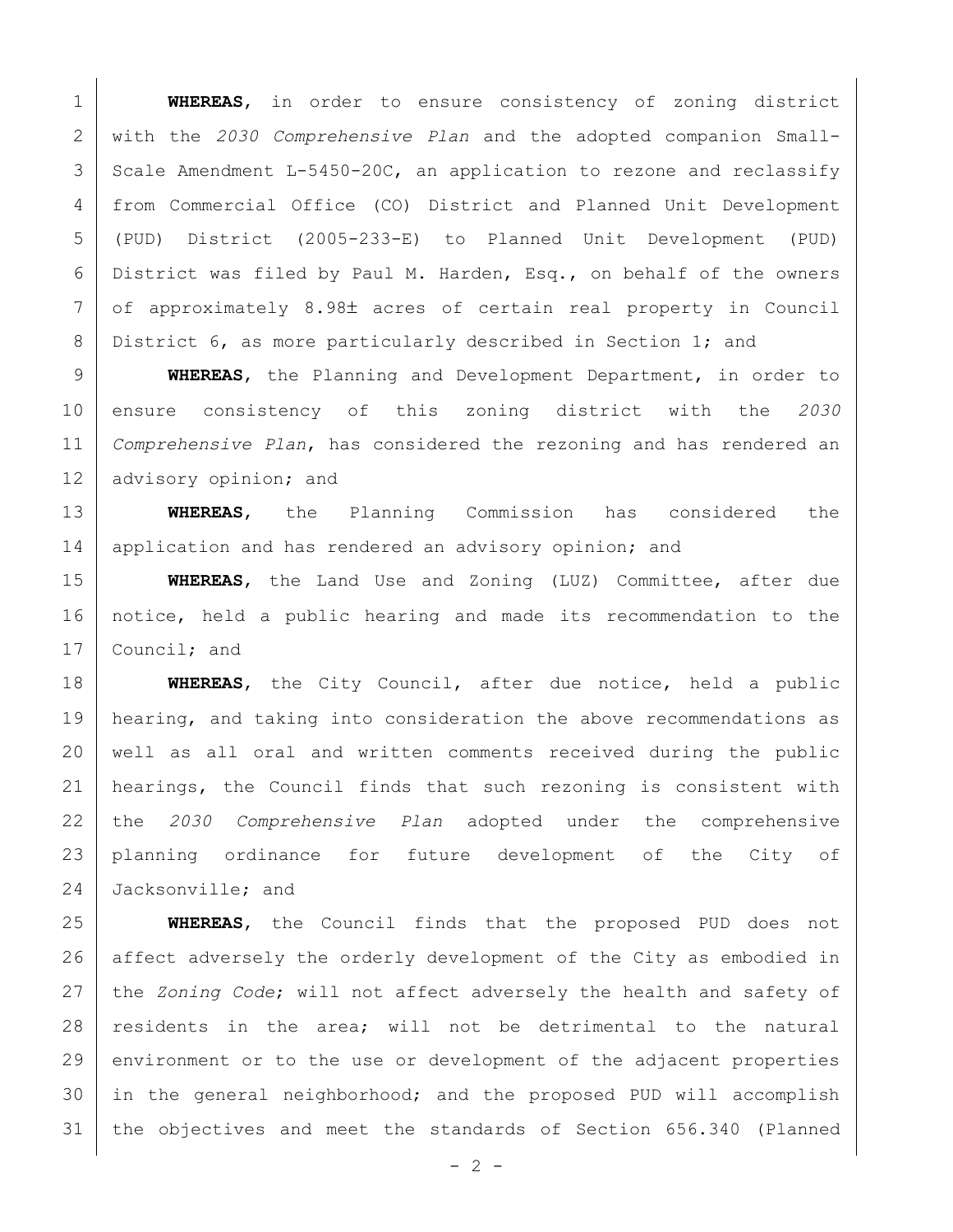**WHEREAS**, in order to ensure consistency of zoning district with the *2030 Comprehensive Plan* and the adopted companion Small-Scale Amendment L-5450-20C, an application to rezone and reclassify from Commercial Office (CO) District and Planned Unit Development (PUD) District (2005-233-E) to Planned Unit Development (PUD) District was filed by Paul M. Harden, Esq., on behalf of the owners of approximately 8.98± acres of certain real property in Council District 6, as more particularly described in Section 1; and

**WHEREAS**, the Planning and Development Department, in order to ensure consistency of this zoning district with the *2030 Comprehensive Plan*, has considered the rezoning and has rendered an advisory opinion; and

**WHEREAS**, the Planning Commission has considered the application and has rendered an advisory opinion; and

**WHEREAS**, the Land Use and Zoning (LUZ) Committee, after due notice, held a public hearing and made its recommendation to the Council; and

**WHEREAS**, the City Council, after due notice, held a public hearing, and taking into consideration the above recommendations as well as all oral and written comments received during the public hearings, the Council finds that such rezoning is consistent with the *2030 Comprehensive Plan* adopted under the comprehensive planning ordinance for future development of the City of Jacksonville; and

**WHEREAS**, the Council finds that the proposed PUD does not affect adversely the orderly development of the City as embodied in the *Zoning Code*; will not affect adversely the health and safety of residents in the area; will not be detrimental to the natural environment or to the use or development of the adjacent properties in the general neighborhood; and the proposed PUD will accomplish the objectives and meet the standards of Section 656.340 (Planned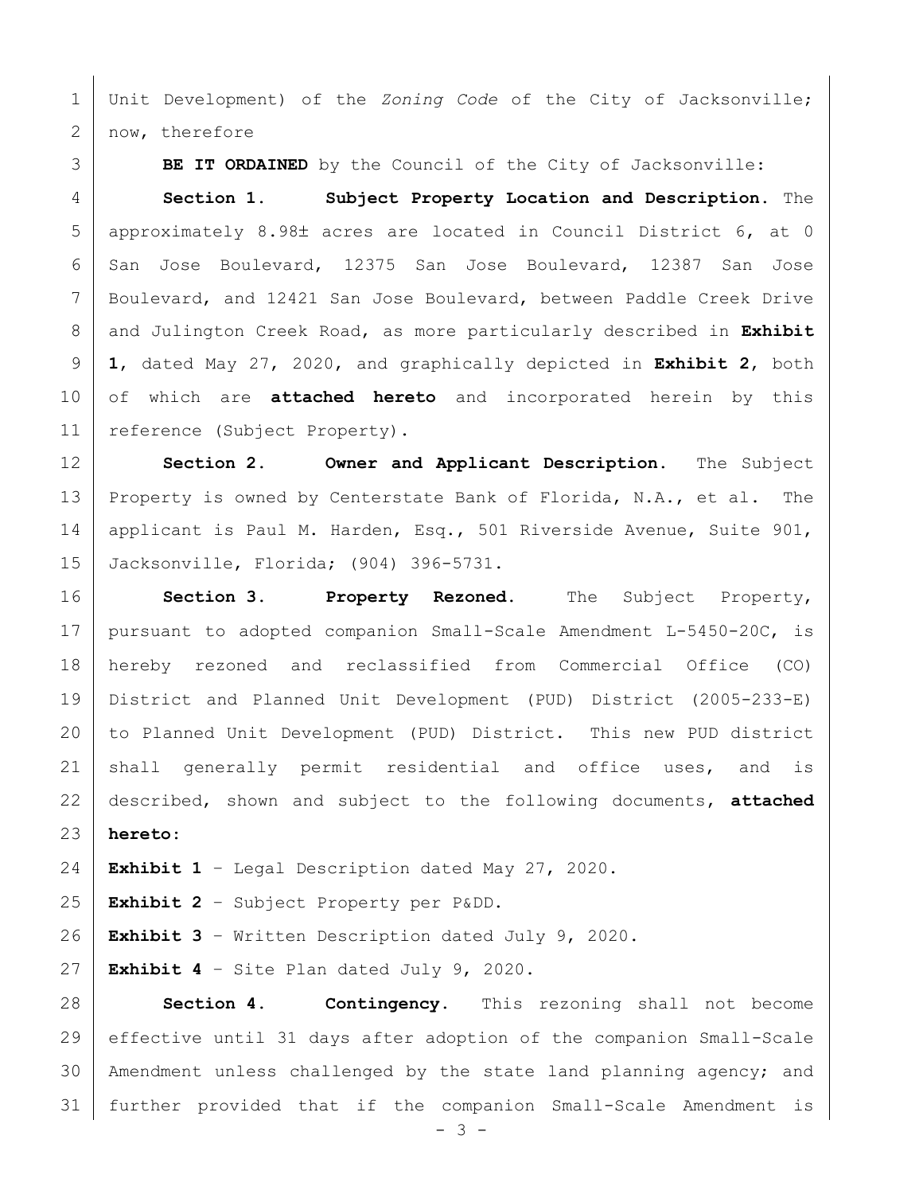Unit Development) of the *Zoning Code* of the City of Jacksonville; now, therefore

**BE IT ORDAINED** by the Council of the City of Jacksonville:

**Section 1. Subject Property Location and Description.** The approximately 8.98± acres are located in Council District 6, at 0 San Jose Boulevard, 12375 San Jose Boulevard, 12387 San Jose Boulevard, and 12421 San Jose Boulevard, between Paddle Creek Drive and Julington Creek Road, as more particularly described in **Exhibit 1**, dated May 27, 2020, and graphically depicted in **Exhibit 2**, both of which are **attached hereto** and incorporated herein by this reference (Subject Property).

**Section 2. Owner and Applicant Description.** The Subject Property is owned by Centerstate Bank of Florida, N.A., et al. The applicant is Paul M. Harden, Esq., 501 Riverside Avenue, Suite 901, Jacksonville, Florida; (904) 396-5731.

**Section 3. Property Rezoned.** The Subject Property, pursuant to adopted companion Small-Scale Amendment L-5450-20C, is hereby rezoned and reclassified from Commercial Office (CO) District and Planned Unit Development (PUD) District (2005-233-E) to Planned Unit Development (PUD) District. This new PUD district shall generally permit residential and office uses, and is described, shown and subject to the following documents, **attached hereto**:

**Exhibit 1** – Legal Description dated May 27, 2020.

**Exhibit 2** – Subject Property per P&DD.

**Exhibit 3** – Written Description dated July 9, 2020.

**Exhibit 4** – Site Plan dated July 9, 2020.

**Section 4. Contingency.** This rezoning shall not become effective until 31 days after adoption of the companion Small-Scale Amendment unless challenged by the state land planning agency; and further provided that if the companion Small-Scale Amendment is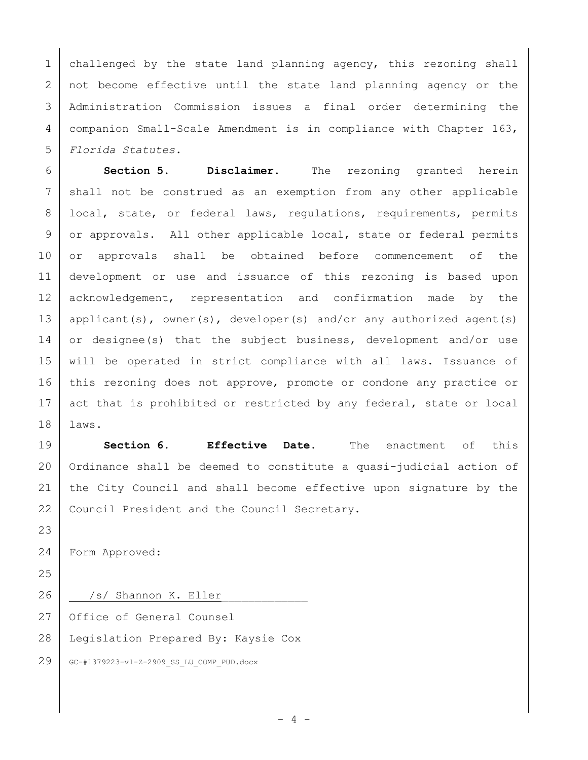challenged by the state land planning agency, this rezoning shall not become effective until the state land planning agency or the Administration Commission issues a final order determining the companion Small-Scale Amendment is in compliance with Chapter 163, *Florida Statutes.*

**Section 5. Disclaimer.** The rezoning granted herein shall not be construed as an exemption from any other applicable local, state, or federal laws, regulations, requirements, permits or approvals. All other applicable local, state or federal permits or approvals shall be obtained before commencement of the development or use and issuance of this rezoning is based upon acknowledgement, representation and confirmation made by the applicant(s), owner(s), developer(s) and/or any authorized agent(s) or designee(s) that the subject business, development and/or use will be operated in strict compliance with all laws. Issuance of this rezoning does not approve, promote or condone any practice or act that is prohibited or restricted by any federal, state or local laws.

**Section 6. Effective Date.** The enactment of this Ordinance shall be deemed to constitute a quasi-judicial action of the City Council and shall become effective upon signature by the Council President and the Council Secretary.

Form Approved:

/s/ Shannon K. Eller

Office of General Counsel

Legislation Prepared By: Kaysie Cox

GC-#1379223-v1-Z-2909_SS_LU_COMP_PUD.docx